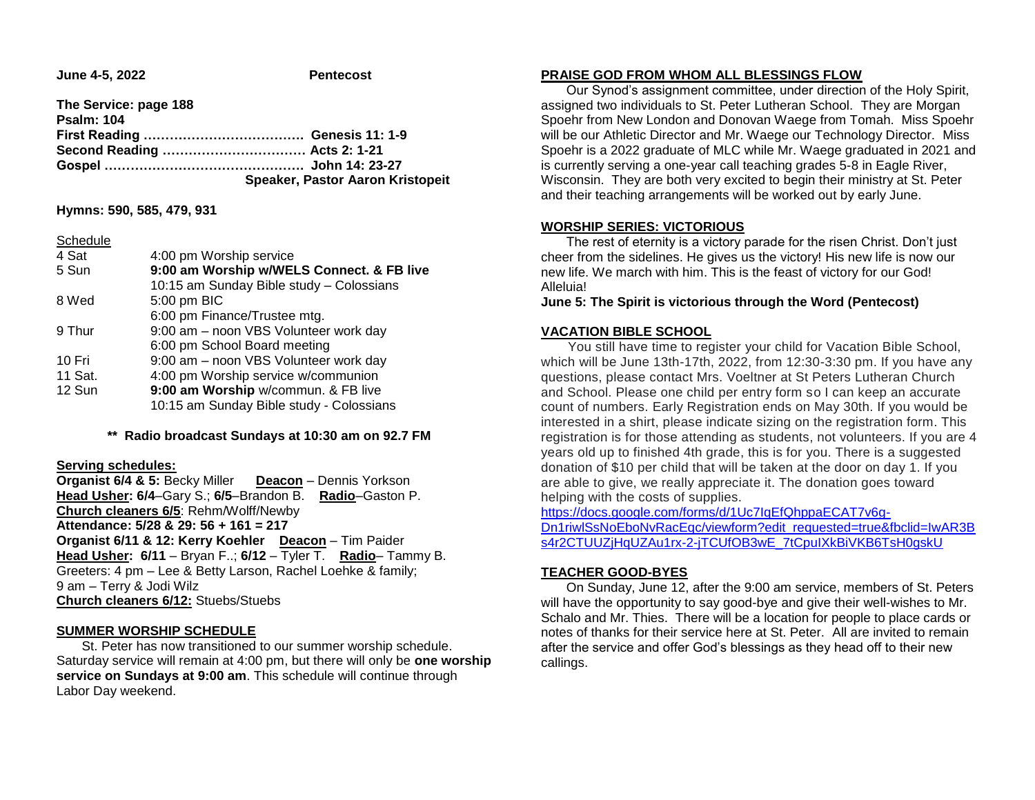**June 4-5, 2022** **Pentecost**

**The Service: page 188**
**Psalm: 104**
**First Reading ……………………………… Genesis 11: 1-9**
**Second Reading …………………………… Acts 2: 1-21**
**Gospel ……………………………………… John 14: 23-27**
**Speaker, Pastor Aaron Kristopeit**

**Hymns: 590, 585, 479, 931**

Schedule

| | |
|---|---|
| 4 Sat | 4:00 pm Worship service |
| 5 Sun | **9:00 am Worship w/WELS Connect. & FB live** |
| | 10:15 am Sunday Bible study – Colossians |
| 8 Wed | 5:00 pm BIC |
| | 6:00 pm Finance/Trustee mtg. |
| 9 Thur | 9:00 am – noon VBS Volunteer work day |
| | 6:00 pm School Board meeting |
| 10 Fri | 9:00 am – noon VBS Volunteer work day |
| 11 Sat. | 4:00 pm Worship service w/communion |
| 12 Sun | **9:00 am Worship** w/commun. & FB live |
| | 10:15 am Sunday Bible study - Colossians |

**\*\* Radio broadcast Sundays at 10:30 am on 92.7 FM**

**Serving schedules:**
**Organist 6/4 & 5:** Becky Miller **Deacon** – Dennis Yorkson
**Head Usher: 6/4**–Gary S.; **6/5**–Brandon B. **Radio**–Gaston P.
**Church cleaners 6/5**: Rehm/Wolff/Newby
**Attendance: 5/28 & 29: 56 + 161 = 217**
**Organist 6/11 & 12: Kerry Koehler** **Deacon** – Tim Paider
**Head Usher: 6/11** – Bryan F..; **6/12** – Tyler T. **Radio**– Tammy B.
Greeters: 4 pm – Lee & Betty Larson, Rachel Loehke & family;
9 am – Terry & Jodi Wilz
**Church cleaners 6/12:** Stuebs/Stuebs

## SUMMER WORSHIP SCHEDULE

St. Peter has now transitioned to our summer worship schedule. Saturday service will remain at 4:00 pm, but there will only be **one worship service on Sundays at 9:00 am**. This schedule will continue through Labor Day weekend.

## PRAISE GOD FROM WHOM ALL BLESSINGS FLOW

Our Synod's assignment committee, under direction of the Holy Spirit, assigned two individuals to St. Peter Lutheran School. They are Morgan Spoehr from New London and Donovan Waege from Tomah. Miss Spoehr will be our Athletic Director and Mr. Waege our Technology Director. Miss Spoehr is a 2022 graduate of MLC while Mr. Waege graduated in 2021 and is currently serving a one-year call teaching grades 5-8 in Eagle River, Wisconsin. They are both very excited to begin their ministry at St. Peter and their teaching arrangements will be worked out by early June.

## WORSHIP SERIES: VICTORIOUS

The rest of eternity is a victory parade for the risen Christ. Don't just cheer from the sidelines. He gives us the victory! His new life is now our new life. We march with him. This is the feast of victory for our God! Alleluia!

**June 5: The Spirit is victorious through the Word (Pentecost)**

## VACATION BIBLE SCHOOL

You still have time to register your child for Vacation Bible School, which will be June 13th-17th, 2022, from 12:30-3:30 pm. If you have any questions, please contact Mrs. Voeltner at St Peters Lutheran Church and School. Please one child per entry form so I can keep an accurate count of numbers. Early Registration ends on May 30th. If you would be interested in a shirt, please indicate sizing on the registration form. This registration is for those attending as students, not volunteers. If you are 4 years old up to finished 4th grade, this is for you. There is a suggested donation of $10 per child that will be taken at the door on day 1. If you are able to give, we really appreciate it. The donation goes toward helping with the costs of supplies.

https://docs.google.com/forms/d/1Uc7IqEfQhppaECAT7v6g-Dn1riwlSsNoEboNvRacEqc/viewform?edit_requested=true&fbclid=IwAR3Bs4r2CTUUZjHqUZAu1rx-2-jTCUfOB3wE_7tCpuIXkBiVKB6TsH0gskU

## TEACHER GOOD-BYES

On Sunday, June 12, after the 9:00 am service, members of St. Peters will have the opportunity to say good-bye and give their well-wishes to Mr. Schalo and Mr. Thies. There will be a location for people to place cards or notes of thanks for their service here at St. Peter. All are invited to remain after the service and offer God's blessings as they head off to their new callings.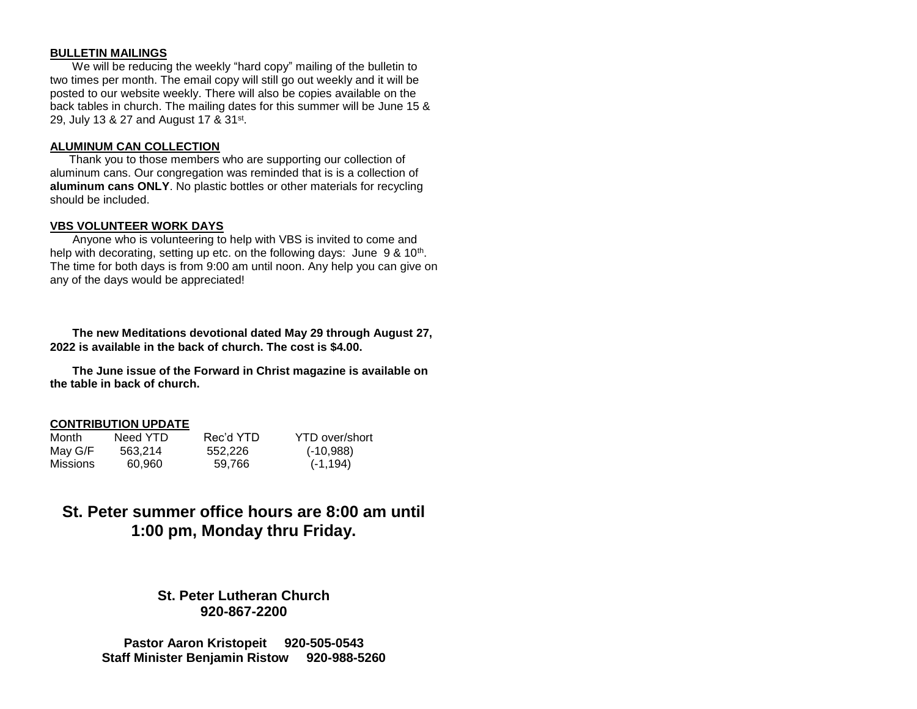**BULLETIN MAILINGS**

We will be reducing the weekly "hard copy" mailing of the bulletin to two times per month. The email copy will still go out weekly and it will be posted to our website weekly. There will also be copies available on the back tables in church. The mailing dates for this summer will be June 15 & 29, July 13 & 27 and August 17 & 31st.

**ALUMINUM CAN COLLECTION**

Thank you to those members who are supporting our collection of aluminum cans. Our congregation was reminded that is is a collection of **aluminum cans ONLY**. No plastic bottles or other materials for recycling should be included.

**VBS VOLUNTEER WORK DAYS**

Anyone who is volunteering to help with VBS is invited to come and help with decorating, setting up etc. on the following days: June 9 & 10th. The time for both days is from 9:00 am until noon. Any help you can give on any of the days would be appreciated!

**The new Meditations devotional dated May 29 through August 27, 2022 is available in the back of church. The cost is $4.00.**

**The June issue of the Forward in Christ magazine is available on the table in back of church.**

**CONTRIBUTION UPDATE**

| Month | Need YTD | Rec'd YTD | YTD over/short |
|---|---|---|---|
| May G/F | 563,214 | 552,226 | (-10,988) |
| Missions | 60,960 | 59,766 | (-1,194) |

## St. Peter summer office hours are 8:00 am until 1:00 pm, Monday thru Friday.

**St. Peter Lutheran Church**
**920-867-2200**

**Pastor Aaron Kristopeit 920-505-0543**
**Staff Minister Benjamin Ristow 920-988-5260**